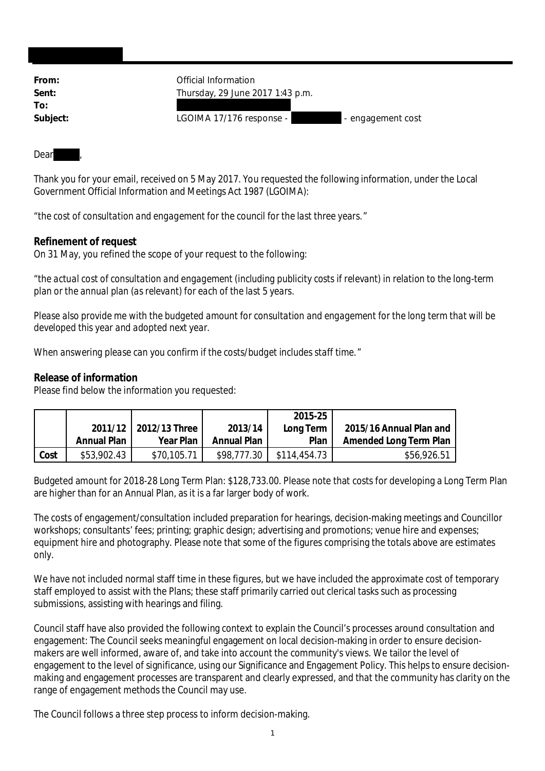**From:** Official Information
**Sent:** Thursday, 29 June 2017 1:43 p.m.
**To:**
**Subject:** LGOIMA 17/176 response - - engagement cost

Dear ,

Thank you for your email, received on 5 May 2017. You requested the following information, under the Local Government Official Information and Meetings Act 1987 (LGOIMA):

*"the cost of consultation and engagement for the council for the last three years."*

**Refinement of request**
On 31 May, you refined the scope of your request to the following:

*"the actual cost of consultation and engagement (including publicity costs if relevant) in relation to the long-term plan or the annual plan (as relevant) for each of the last 5 years.*

*Please also provide me with the budgeted amount for consultation and engagement for the long term that will be developed this year and adopted next year.*

*When answering please can you confirm if the costs/budget includes staff time."*

**Release of information**
Please find below the information you requested:

| | 2011/12 Annual Plan | 2012/13 Three Year Plan | 2013/14 Annual Plan | 2015-25 Long Term Plan | 2015/16 Annual Plan and Amended Long Term Plan |
|---|---|---|---|---|---|
| Cost | $53,902.43 | $70,105.71 | $98,777.30 | $114,454.73 | $56,926.51 |

Budgeted amount for 2018-28 Long Term Plan: $128,733.00. Please note that costs for developing a Long Term Plan are higher than for an Annual Plan, as it is a far larger body of work.

The costs of engagement/consultation included preparation for hearings, decision-making meetings and Councillor workshops; consultants' fees; printing; graphic design; advertising and promotions; venue hire and expenses; equipment hire and photography. Please note that some of the figures comprising the totals above are estimates only.

We have not included normal staff time in these figures, but we have included the approximate cost of temporary staff employed to assist with the Plans; these staff primarily carried out clerical tasks such as processing submissions, assisting with hearings and filing.

Council staff have also provided the following context to explain the Council's processes around consultation and engagement: The Council seeks meaningful engagement on local decision-making in order to ensure decision-makers are well informed, aware of, and take into account the community's views. We tailor the level of engagement to the level of significance, using our Significance and Engagement Policy. This helps to ensure decision-making and engagement processes are transparent and clearly expressed, and that the community has clarity on the range of engagement methods the Council may use.

The Council follows a three step process to inform decision-making.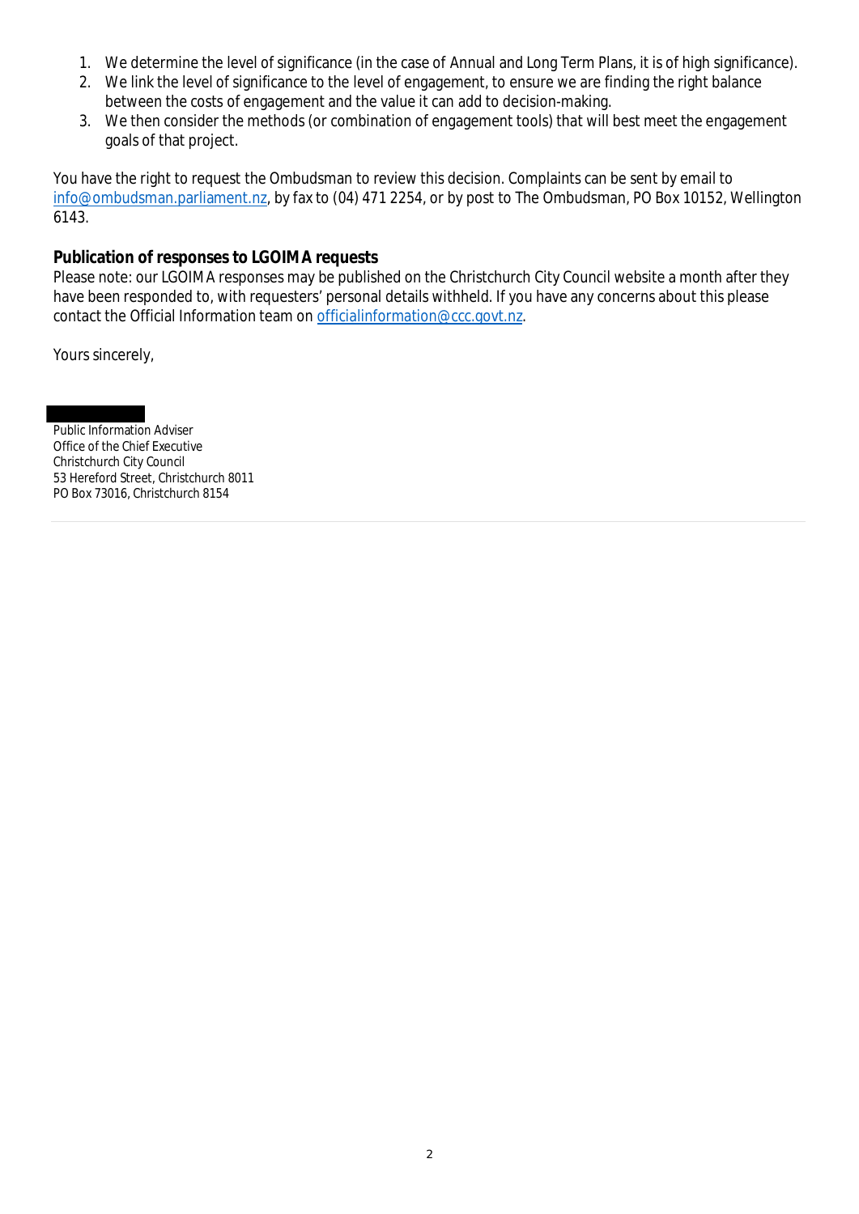1. We determine the level of significance (in the case of Annual and Long Term Plans, it is of high significance).
2. We link the level of significance to the level of engagement, to ensure we are finding the right balance between the costs of engagement and the value it can add to decision-making.
3. We then consider the methods (or combination of engagement tools) that will best meet the engagement goals of that project.

You have the right to request the Ombudsman to review this decision. Complaints can be sent by email to info@ombudsman.parliament.nz, by fax to (04) 471 2254, or by post to The Ombudsman, PO Box 10152, Wellington 6143.

**Publication of responses to LGOIMA requests**

Please note: our LGOIMA responses may be published on the Christchurch City Council website a month after they have been responded to, with requesters' personal details withheld. If you have any concerns about this please contact the Official Information team on officialinformation@ccc.govt.nz.

Yours sincerely,

Public Information Adviser
Office of the Chief Executive
Christchurch City Council
53 Hereford Street, Christchurch 8011
PO Box 73016, Christchurch 8154